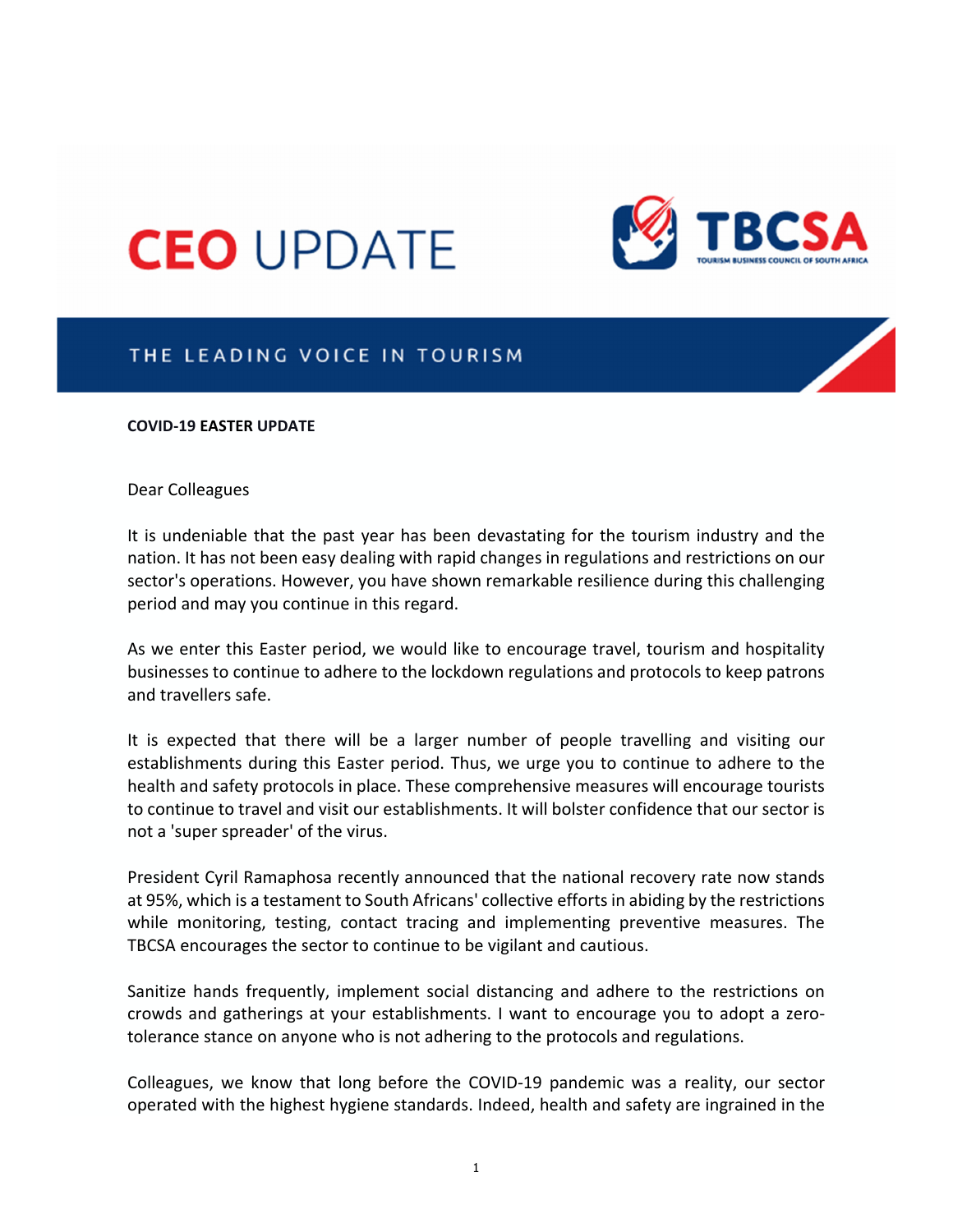# CEO UPDATE

TBCSA
TOURISM BUSINESS COUNCIL OF SOUTH AFRICA

THE LEADING VOICE IN TOURISM

**COVID-19 EASTER UPDATE**

Dear Colleagues

It is undeniable that the past year has been devastating for the tourism industry and the nation. It has not been easy dealing with rapid changes in regulations and restrictions on our sector's operations. However, you have shown remarkable resilience during this challenging period and may you continue in this regard.

As we enter this Easter period, we would like to encourage travel, tourism and hospitality businesses to continue to adhere to the lockdown regulations and protocols to keep patrons and travellers safe.

It is expected that there will be a larger number of people travelling and visiting our establishments during this Easter period. Thus, we urge you to continue to adhere to the health and safety protocols in place. These comprehensive measures will encourage tourists to continue to travel and visit our establishments. It will bolster confidence that our sector is not a 'super spreader' of the virus.

President Cyril Ramaphosa recently announced that the national recovery rate now stands at 95%, which is a testament to South Africans' collective efforts in abiding by the restrictions while monitoring, testing, contact tracing and implementing preventive measures. The TBCSA encourages the sector to continue to be vigilant and cautious.

Sanitize hands frequently, implement social distancing and adhere to the restrictions on crowds and gatherings at your establishments. I want to encourage you to adopt a zero-tolerance stance on anyone who is not adhering to the protocols and regulations.

Colleagues, we know that long before the COVID-19 pandemic was a reality, our sector operated with the highest hygiene standards. Indeed, health and safety are ingrained in the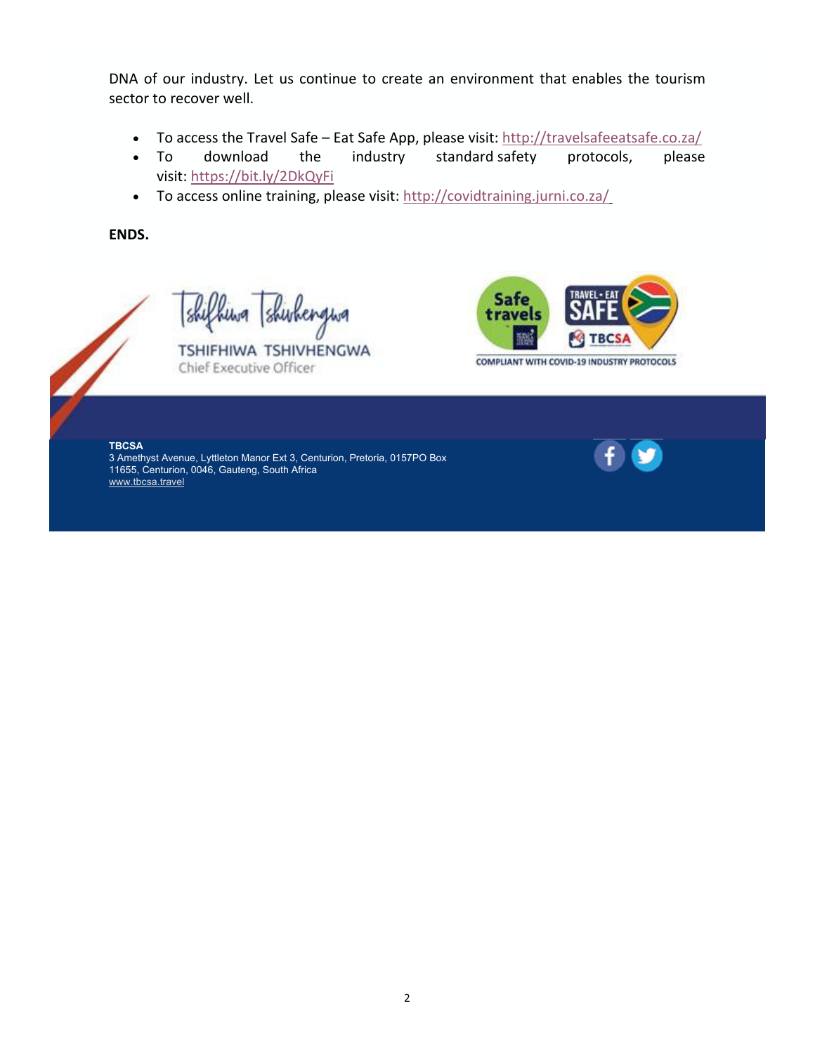DNA of our industry. Let us continue to create an environment that enables the tourism sector to recover well.

- To access the Travel Safe – Eat Safe App, please visit: http://travelsafeeatsafe.co.za/
- To download the industry standard safety protocols, please visit: https://bit.ly/2DkQyFi
- To access online training, please visit: http://covidtraining.jurni.co.za/

**ENDS.**

TSHIFHIWA TSHIVHENGWA
Chief Executive Officer

COMPLIANT WITH COVID-19 INDUSTRY PROTOCOLS

**TBCSA**
3 Amethyst Avenue, Lyttleton Manor Ext 3, Centurion, Pretoria, 0157PO Box 11655, Centurion, 0046, Gauteng, South Africa
www.tbcsa.travel